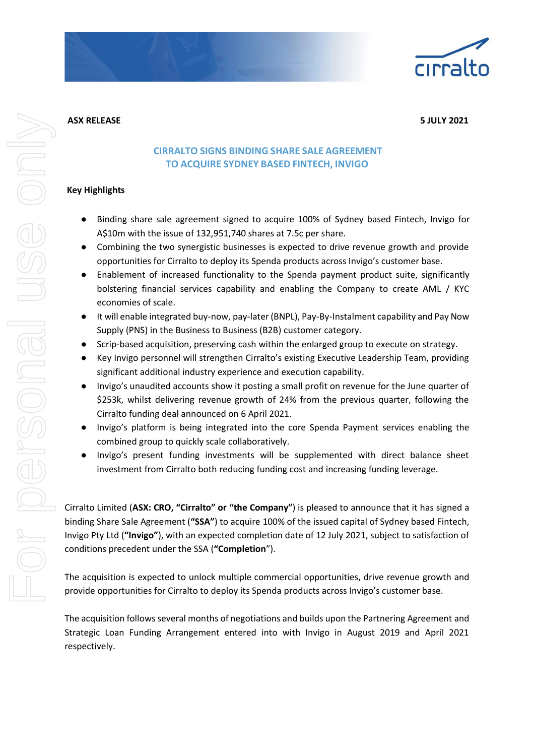**ASX RELEASE** **5 JULY 2021**

# CIRRALTO SIGNS BINDING SHARE SALE AGREEMENT TO ACQUIRE SYDNEY BASED FINTECH, INVIGO

**Key Highlights**

- Binding share sale agreement signed to acquire 100% of Sydney based Fintech, Invigo for A$10m with the issue of 132,951,740 shares at 7.5c per share.
- Combining the two synergistic businesses is expected to drive revenue growth and provide opportunities for Cirralto to deploy its Spenda products across Invigo's customer base.
- Enablement of increased functionality to the Spenda payment product suite, significantly bolstering financial services capability and enabling the Company to create AML / KYC economies of scale.
- It will enable integrated buy-now, pay-later (BNPL), Pay-By-Instalment capability and Pay Now Supply (PNS) in the Business to Business (B2B) customer category.
- Scrip-based acquisition, preserving cash within the enlarged group to execute on strategy.
- Key Invigo personnel will strengthen Cirralto's existing Executive Leadership Team, providing significant additional industry experience and execution capability.
- Invigo's unaudited accounts show it posting a small profit on revenue for the June quarter of $253k, whilst delivering revenue growth of 24% from the previous quarter, following the Cirralto funding deal announced on 6 April 2021.
- Invigo's platform is being integrated into the core Spenda Payment services enabling the combined group to quickly scale collaboratively.
- Invigo's present funding investments will be supplemented with direct balance sheet investment from Cirralto both reducing funding cost and increasing funding leverage.

Cirralto Limited (**ASX: CRO, "Cirralto" or "the Company"**) is pleased to announce that it has signed a binding Share Sale Agreement (**"SSA"**) to acquire 100% of the issued capital of Sydney based Fintech, Invigo Pty Ltd (**"Invigo"**), with an expected completion date of 12 July 2021, subject to satisfaction of conditions precedent under the SSA (**"Completion"**).

The acquisition is expected to unlock multiple commercial opportunities, drive revenue growth and provide opportunities for Cirralto to deploy its Spenda products across Invigo's customer base.

The acquisition follows several months of negotiations and builds upon the Partnering Agreement and Strategic Loan Funding Arrangement entered into with Invigo in August 2019 and April 2021 respectively.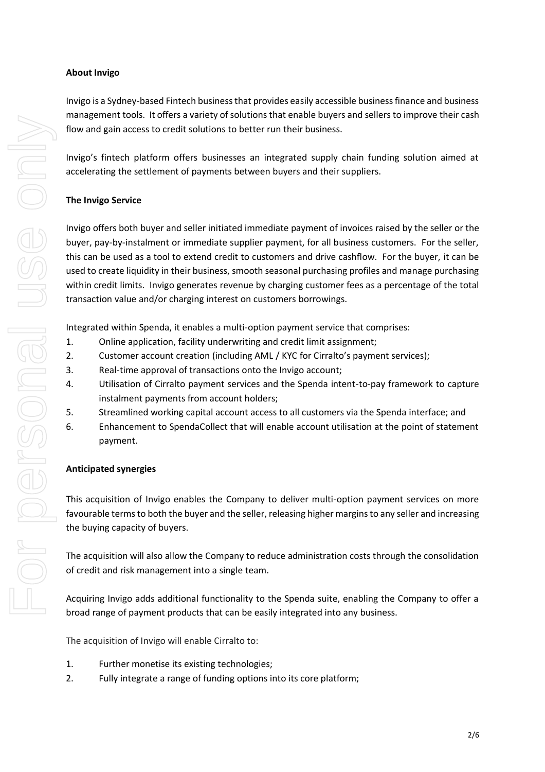**About Invigo**

Invigo is a Sydney-based Fintech business that provides easily accessible business finance and business management tools. It offers a variety of solutions that enable buyers and sellers to improve their cash flow and gain access to credit solutions to better run their business.

Invigo's fintech platform offers businesses an integrated supply chain funding solution aimed at accelerating the settlement of payments between buyers and their suppliers.

**The Invigo Service**

Invigo offers both buyer and seller initiated immediate payment of invoices raised by the seller or the buyer, pay-by-instalment or immediate supplier payment, for all business customers. For the seller, this can be used as a tool to extend credit to customers and drive cashflow. For the buyer, it can be used to create liquidity in their business, smooth seasonal purchasing profiles and manage purchasing within credit limits. Invigo generates revenue by charging customer fees as a percentage of the total transaction value and/or charging interest on customers borrowings.

Integrated within Spenda, it enables a multi-option payment service that comprises:

1. Online application, facility underwriting and credit limit assignment;
2. Customer account creation (including AML / KYC for Cirralto's payment services);
3. Real-time approval of transactions onto the Invigo account;
4. Utilisation of Cirralto payment services and the Spenda intent-to-pay framework to capture instalment payments from account holders;
5. Streamlined working capital account access to all customers via the Spenda interface; and
6. Enhancement to SpendaCollect that will enable account utilisation at the point of statement payment.

**Anticipated synergies**

This acquisition of Invigo enables the Company to deliver multi-option payment services on more favourable terms to both the buyer and the seller, releasing higher margins to any seller and increasing the buying capacity of buyers.

The acquisition will also allow the Company to reduce administration costs through the consolidation of credit and risk management into a single team.

Acquiring Invigo adds additional functionality to the Spenda suite, enabling the Company to offer a broad range of payment products that can be easily integrated into any business.

The acquisition of Invigo will enable Cirralto to:

1. Further monetise its existing technologies;
2. Fully integrate a range of funding options into its core platform;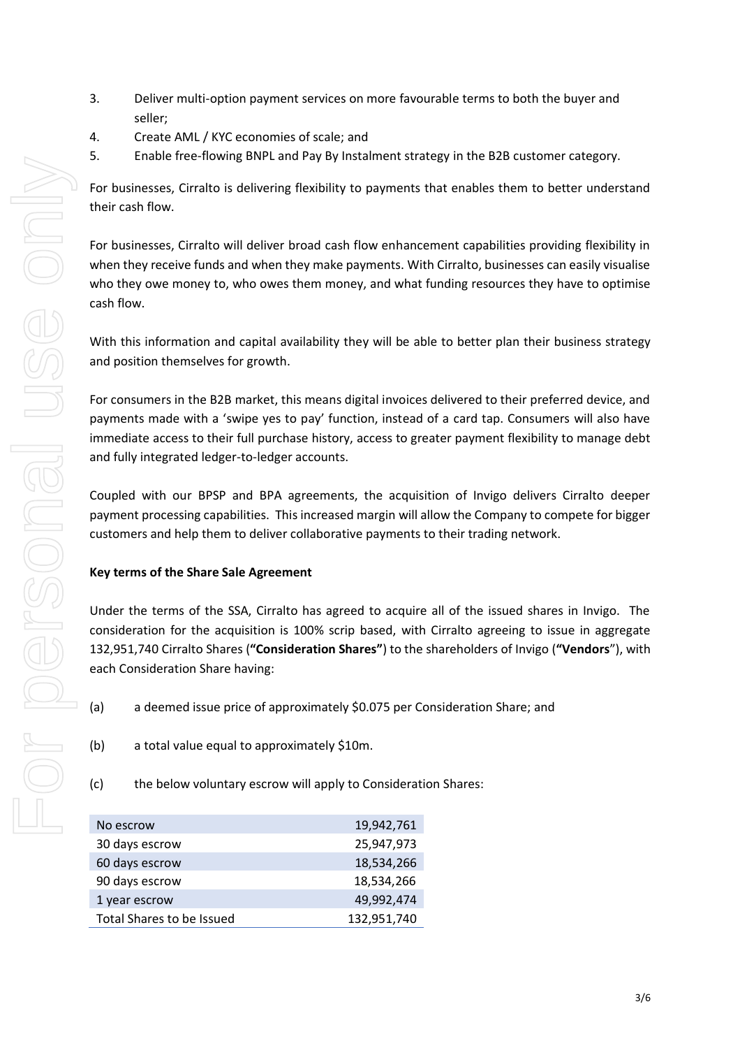3. Deliver multi-option payment services on more favourable terms to both the buyer and seller;
4. Create AML / KYC economies of scale; and
5. Enable free-flowing BNPL and Pay By Instalment strategy in the B2B customer category.

For businesses, Cirralto is delivering flexibility to payments that enables them to better understand their cash flow.

For businesses, Cirralto will deliver broad cash flow enhancement capabilities providing flexibility in when they receive funds and when they make payments. With Cirralto, businesses can easily visualise who they owe money to, who owes them money, and what funding resources they have to optimise cash flow.

With this information and capital availability they will be able to better plan their business strategy and position themselves for growth.

For consumers in the B2B market, this means digital invoices delivered to their preferred device, and payments made with a 'swipe yes to pay' function, instead of a card tap. Consumers will also have immediate access to their full purchase history, access to greater payment flexibility to manage debt and fully integrated ledger-to-ledger accounts.

Coupled with our BPSP and BPA agreements, the acquisition of Invigo delivers Cirralto deeper payment processing capabilities. This increased margin will allow the Company to compete for bigger customers and help them to deliver collaborative payments to their trading network.

**Key terms of the Share Sale Agreement**

Under the terms of the SSA, Cirralto has agreed to acquire all of the issued shares in Invigo. The consideration for the acquisition is 100% scrip based, with Cirralto agreeing to issue in aggregate 132,951,740 Cirralto Shares (**"Consideration Shares"**) to the shareholders of Invigo (**"Vendors"**), with each Consideration Share having:

(a) a deemed issue price of approximately $0.075 per Consideration Share; and

(b) a total value equal to approximately $10m.

(c) the below voluntary escrow will apply to Consideration Shares:

| | |
|---|---|
| No escrow | 19,942,761 |
| 30 days escrow | 25,947,973 |
| 60 days escrow | 18,534,266 |
| 90 days escrow | 18,534,266 |
| 1 year escrow | 49,992,474 |
| Total Shares to be Issued | 132,951,740 |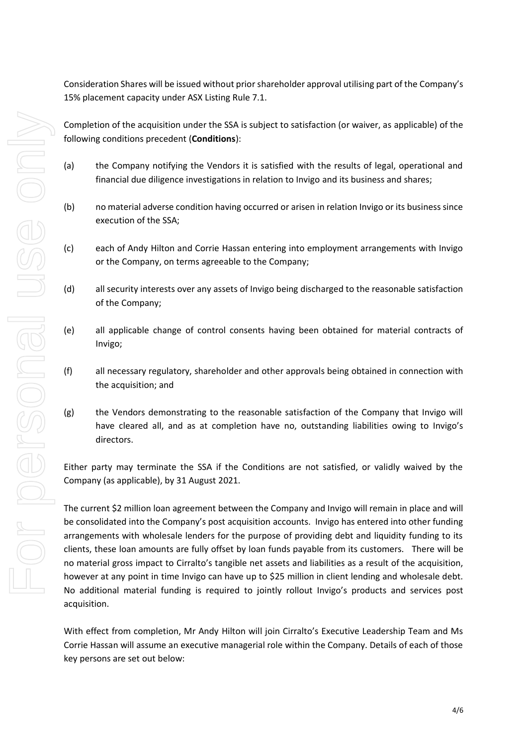Consideration Shares will be issued without prior shareholder approval utilising part of the Company's 15% placement capacity under ASX Listing Rule 7.1.

Completion of the acquisition under the SSA is subject to satisfaction (or waiver, as applicable) of the following conditions precedent (**Conditions**):

(a) the Company notifying the Vendors it is satisfied with the results of legal, operational and financial due diligence investigations in relation to Invigo and its business and shares;

(b) no material adverse condition having occurred or arisen in relation Invigo or its business since execution of the SSA;

(c) each of Andy Hilton and Corrie Hassan entering into employment arrangements with Invigo or the Company, on terms agreeable to the Company;

(d) all security interests over any assets of Invigo being discharged to the reasonable satisfaction of the Company;

(e) all applicable change of control consents having been obtained for material contracts of Invigo;

(f) all necessary regulatory, shareholder and other approvals being obtained in connection with the acquisition; and

(g) the Vendors demonstrating to the reasonable satisfaction of the Company that Invigo will have cleared all, and as at completion have no, outstanding liabilities owing to Invigo's directors.

Either party may terminate the SSA if the Conditions are not satisfied, or validly waived by the Company (as applicable), by 31 August 2021.

The current $2 million loan agreement between the Company and Invigo will remain in place and will be consolidated into the Company's post acquisition accounts. Invigo has entered into other funding arrangements with wholesale lenders for the purpose of providing debt and liquidity funding to its clients, these loan amounts are fully offset by loan funds payable from its customers. There will be no material gross impact to Cirralto's tangible net assets and liabilities as a result of the acquisition, however at any point in time Invigo can have up to $25 million in client lending and wholesale debt. No additional material funding is required to jointly rollout Invigo's products and services post acquisition.

With effect from completion, Mr Andy Hilton will join Cirralto's Executive Leadership Team and Ms Corrie Hassan will assume an executive managerial role within the Company. Details of each of those key persons are set out below: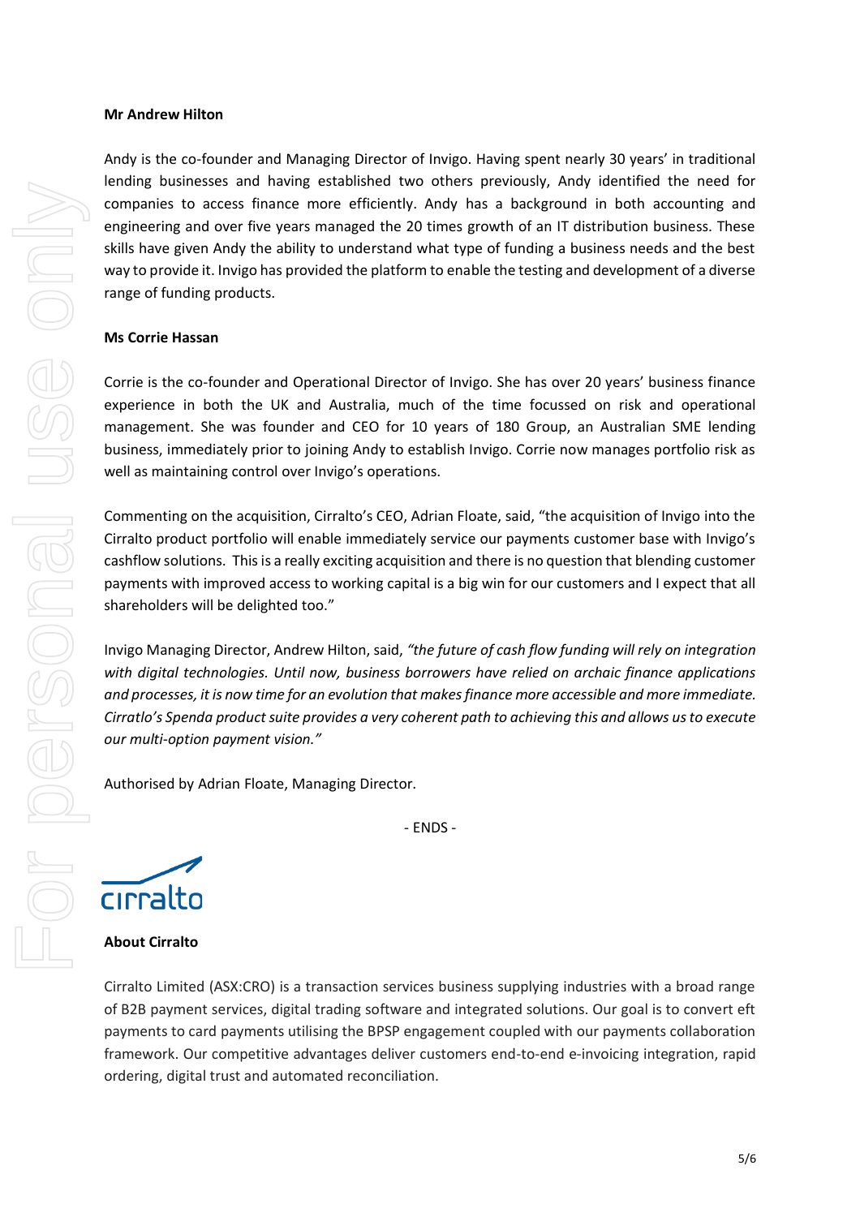**Mr Andrew Hilton**

Andy is the co-founder and Managing Director of Invigo. Having spent nearly 30 years' in traditional lending businesses and having established two others previously, Andy identified the need for companies to access finance more efficiently. Andy has a background in both accounting and engineering and over five years managed the 20 times growth of an IT distribution business. These skills have given Andy the ability to understand what type of funding a business needs and the best way to provide it. Invigo has provided the platform to enable the testing and development of a diverse range of funding products.

**Ms Corrie Hassan**

Corrie is the co-founder and Operational Director of Invigo. She has over 20 years' business finance experience in both the UK and Australia, much of the time focussed on risk and operational management. She was founder and CEO for 10 years of 180 Group, an Australian SME lending business, immediately prior to joining Andy to establish Invigo. Corrie now manages portfolio risk as well as maintaining control over Invigo's operations.

Commenting on the acquisition, Cirralto's CEO, Adrian Floate, said, "the acquisition of Invigo into the Cirralto product portfolio will enable immediately service our payments customer base with Invigo's cashflow solutions. This is a really exciting acquisition and there is no question that blending customer payments with improved access to working capital is a big win for our customers and I expect that all shareholders will be delighted too."

Invigo Managing Director, Andrew Hilton, said, *"the future of cash flow funding will rely on integration with digital technologies. Until now, business borrowers have relied on archaic finance applications and processes, it is now time for an evolution that makes finance more accessible and more immediate. Cirratlo's Spenda product suite provides a very coherent path to achieving this and allows us to execute our multi-option payment vision."*

Authorised by Adrian Floate, Managing Director.

- ENDS -

**About Cirralto**

Cirralto Limited (ASX:CRO) is a transaction services business supplying industries with a broad range of B2B payment services, digital trading software and integrated solutions. Our goal is to convert eft payments to card payments utilising the BPSP engagement coupled with our payments collaboration framework. Our competitive advantages deliver customers end-to-end e-invoicing integration, rapid ordering, digital trust and automated reconciliation.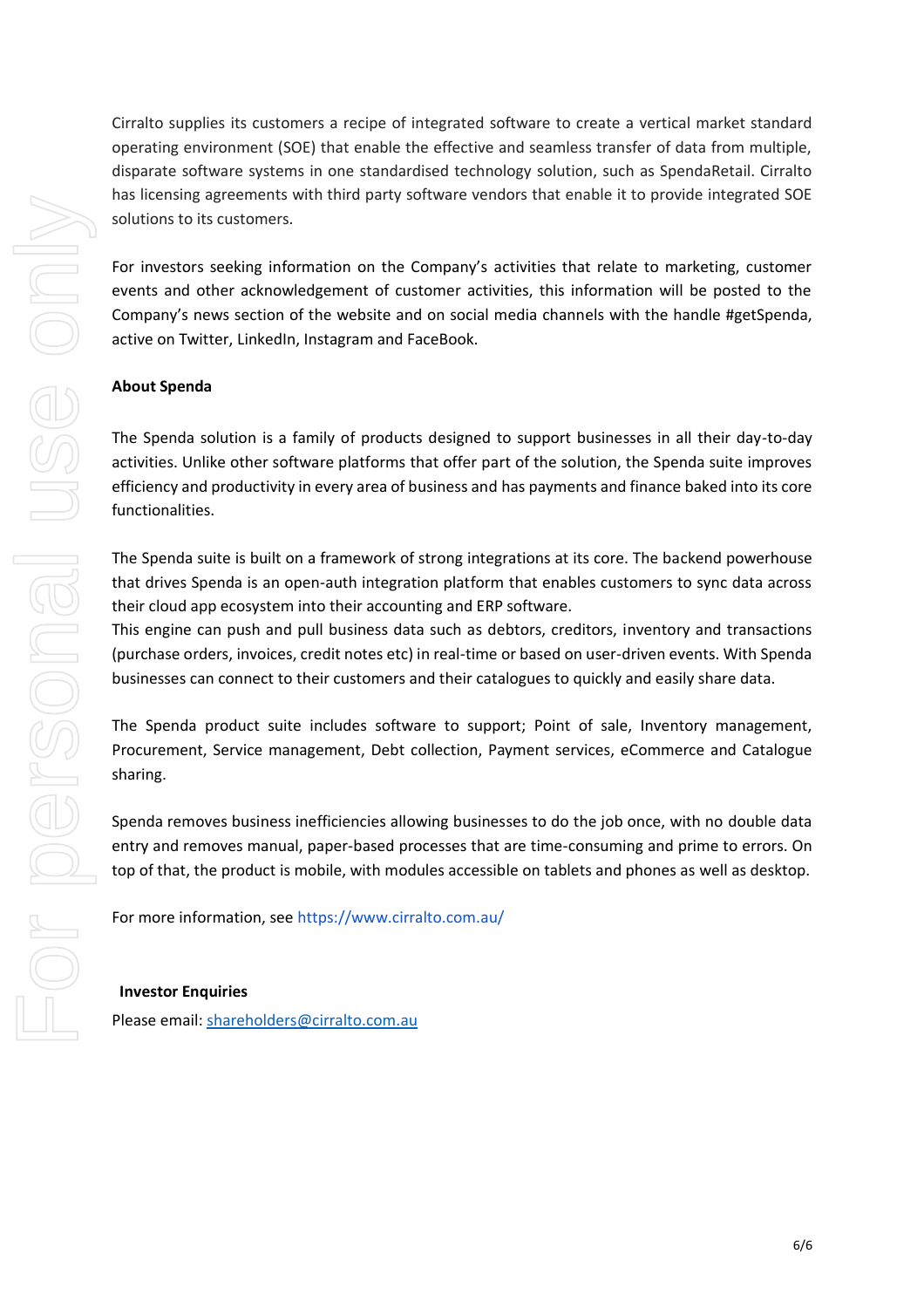Cirralto supplies its customers a recipe of integrated software to create a vertical market standard operating environment (SOE) that enable the effective and seamless transfer of data from multiple, disparate software systems in one standardised technology solution, such as SpendaRetail. Cirralto has licensing agreements with third party software vendors that enable it to provide integrated SOE solutions to its customers.

For investors seeking information on the Company's activities that relate to marketing, customer events and other acknowledgement of customer activities, this information will be posted to the Company's news section of the website and on social media channels with the handle #getSpenda, active on Twitter, LinkedIn, Instagram and FaceBook.

**About Spenda**

The Spenda solution is a family of products designed to support businesses in all their day-to-day activities. Unlike other software platforms that offer part of the solution, the Spenda suite improves efficiency and productivity in every area of business and has payments and finance baked into its core functionalities.

The Spenda suite is built on a framework of strong integrations at its core. The backend powerhouse that drives Spenda is an open-auth integration platform that enables customers to sync data across their cloud app ecosystem into their accounting and ERP software.
This engine can push and pull business data such as debtors, creditors, inventory and transactions (purchase orders, invoices, credit notes etc) in real-time or based on user-driven events. With Spenda businesses can connect to their customers and their catalogues to quickly and easily share data.

The Spenda product suite includes software to support; Point of sale, Inventory management, Procurement, Service management, Debt collection, Payment services, eCommerce and Catalogue sharing.

Spenda removes business inefficiencies allowing businesses to do the job once, with no double data entry and removes manual, paper-based processes that are time-consuming and prime to errors. On top of that, the product is mobile, with modules accessible on tablets and phones as well as desktop.

For more information, see https://www.cirralto.com.au/

**Investor Enquiries**

Please email: shareholders@cirralto.com.au